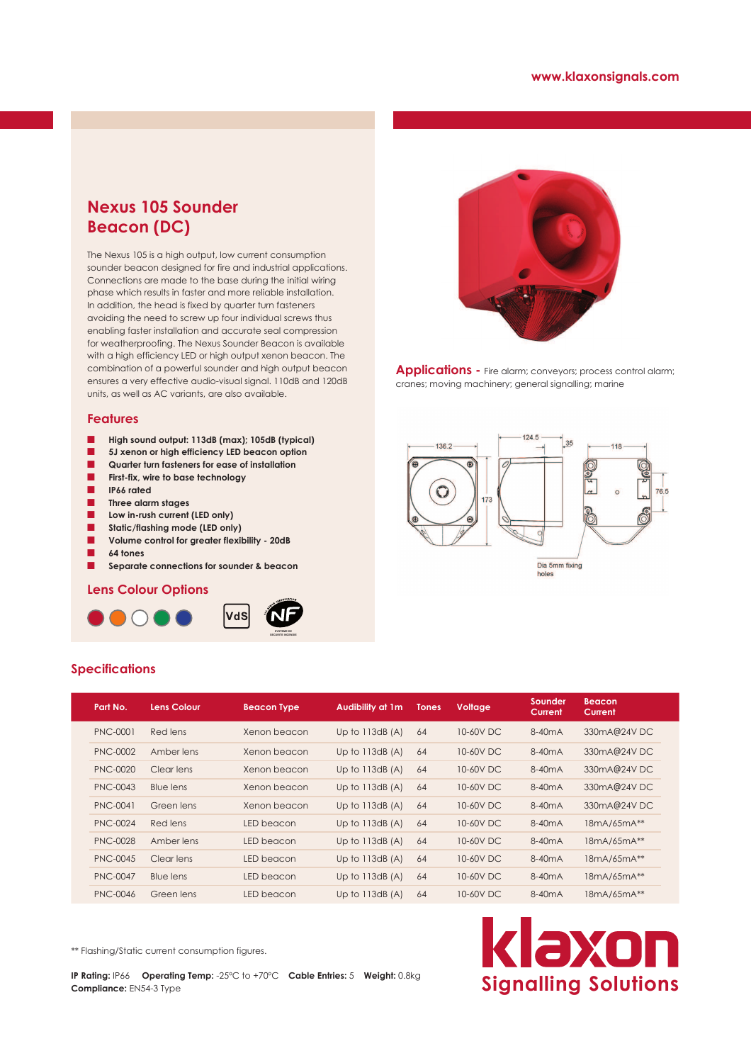www.klaxonsignals.com

# Nexus 105 Sounder Beacon (DC)

The Nexus 105 is a high output, low current consumption sounder beacon designed for fire and industrial applications. Connections are made to the base during the initial wiring phase which results in faster and more reliable installation. In addition, the head is fixed by quarter turn fasteners avoiding the need to screw up four individual screws thus enabling faster installation and accurate seal compression for weatherproofing. The Nexus Sounder Beacon is available with a high efficiency LED or high output xenon beacon. The combination of a powerful sounder and high output beacon ensures a very effective audio-visual signal. 110dB and 120dB units, as well as AC variants, are also available.

## Features

- **High sound output: 113dB (max); 105dB (typical)**
- **5J xenon or high efficiency LED beacon option**
- **Quarter turn fasteners for ease of installation**
- **First-fix, wire to base technology**
- **IP66 rated**
- **Three alarm stages**
- **Low in-rush current (LED only)**
- **Static/flashing mode (LED only)**
- **Volume control for greater flexibility - 20dB**
- **64 tones**
- **Separate connections for sounder & beacon**

## Lens Colour Options

**Applications -** Fire alarm; conveyors; process control alarm; cranes; moving machinery; general signalling; marine

136.2 124.5 35 118 173 76.5

Dia 5mm fixing holes

## Specifications

| Part No. | Lens Colour | Beacon Type | Audibility at 1m | Tones | Voltage | Sounder Current | Beacon Current |
|---|---|---|---|---|---|---|---|
| PNC-0001 | Red lens | Xenon beacon | Up to 113dB (A) | 64 | 10-60V DC | 8-40mA | 330mA@24V DC |
| PNC-0002 | Amber lens | Xenon beacon | Up to 113dB (A) | 64 | 10-60V DC | 8-40mA | 330mA@24V DC |
| PNC-0020 | Clear lens | Xenon beacon | Up to 113dB (A) | 64 | 10-60V DC | 8-40mA | 330mA@24V DC |
| PNC-0043 | Blue lens | Xenon beacon | Up to 113dB (A) | 64 | 10-60V DC | 8-40mA | 330mA@24V DC |
| PNC-0041 | Green lens | Xenon beacon | Up to 113dB (A) | 64 | 10-60V DC | 8-40mA | 330mA@24V DC |
| PNC-0024 | Red lens | LED beacon | Up to 113dB (A) | 64 | 10-60V DC | 8-40mA | 18mA/65mA** |
| PNC-0028 | Amber lens | LED beacon | Up to 113dB (A) | 64 | 10-60V DC | 8-40mA | 18mA/65mA** |
| PNC-0045 | Clear lens | LED beacon | Up to 113dB (A) | 64 | 10-60V DC | 8-40mA | 18mA/65mA** |
| PNC-0047 | Blue lens | LED beacon | Up to 113dB (A) | 64 | 10-60V DC | 8-40mA | 18mA/65mA** |
| PNC-0046 | Green lens | LED beacon | Up to 113dB (A) | 64 | 10-60V DC | 8-40mA | 18mA/65mA** |

** Flashing/Static current consumption figures.

**IP Rating:** IP66 **Operating Temp:** -25°C to +70°C **Cable Entries:** 5 **Weight:** 0.8kg
**Compliance:** EN54-3 Type

klaxon Signalling Solutions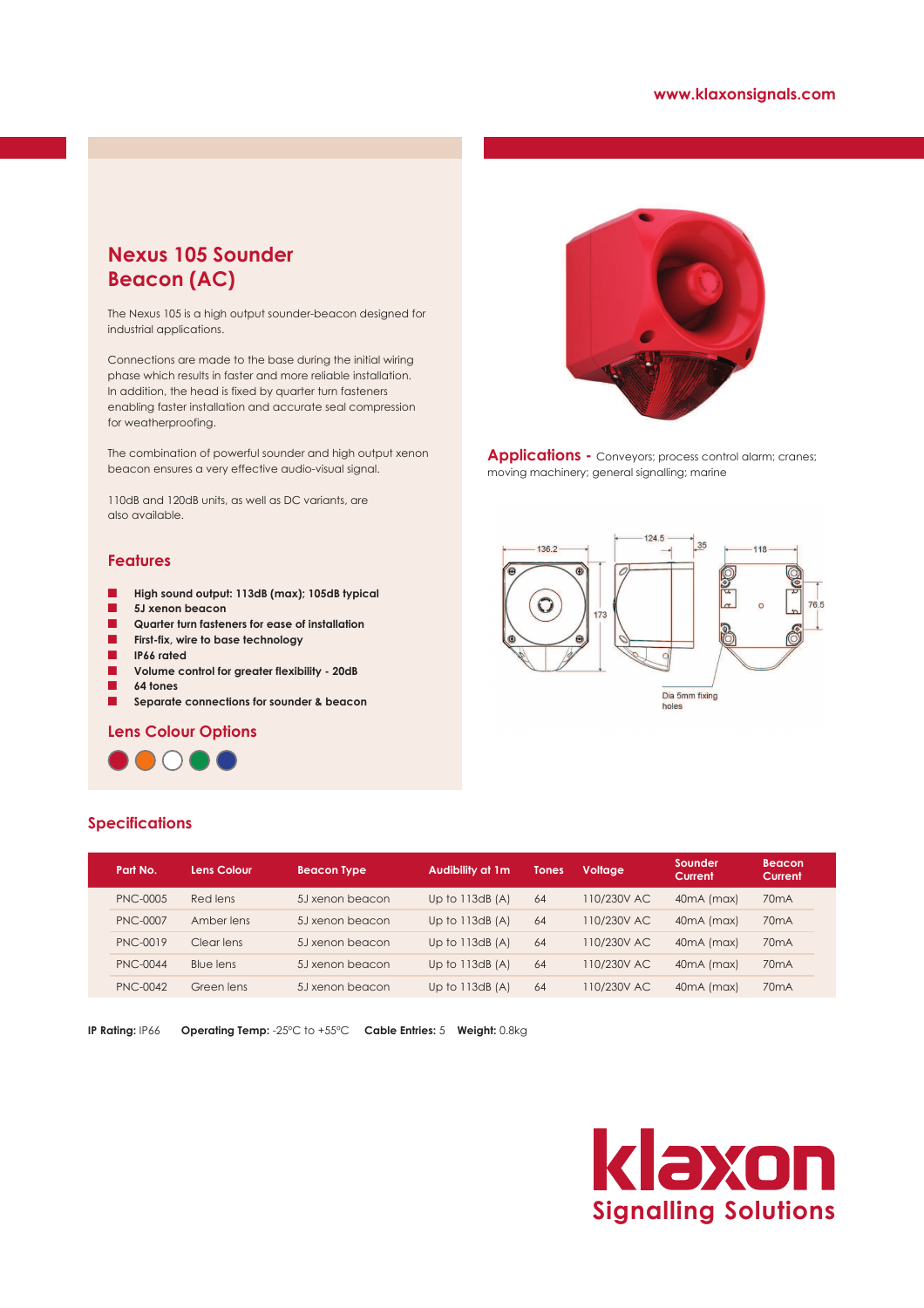www.klaxonsignals.com

# Nexus 105 Sounder Beacon (AC)

The Nexus 105 is a high output sounder-beacon designed for industrial applications.

Connections are made to the base during the initial wiring phase which results in faster and more reliable installation. In addition, the head is fixed by quarter turn fasteners enabling faster installation and accurate seal compression for weatherproofing.

The combination of powerful sounder and high output xenon beacon ensures a very effective audio-visual signal.

110dB and 120dB units, as well as DC variants, are also available.

## Features

- **High sound output: 113dB (max); 105dB typical**
- **5J xenon beacon**
- **Quarter turn fasteners for ease of installation**
- **First-fix, wire to base technology**
- **IP66 rated**
- **Volume control for greater flexibility - 20dB**
- **64 tones**
- **Separate connections for sounder & beacon**

## Lens Colour Options

**Applications -** Conveyors; process control alarm; cranes; moving machinery; general signalling; marine

136.2
124.5
35
118
173
76.5
Dia 5mm fixing holes

## Specifications

| Part No. | Lens Colour | Beacon Type | Audibility at 1m | Tones | Voltage | Sounder Current | Beacon Current |
|---|---|---|---|---|---|---|---|
| PNC-0005 | Red lens | 5J xenon beacon | Up to 113dB (A) | 64 | 110/230V AC | 40mA (max) | 70mA |
| PNC-0007 | Amber lens | 5J xenon beacon | Up to 113dB (A) | 64 | 110/230V AC | 40mA (max) | 70mA |
| PNC-0019 | Clear lens | 5J xenon beacon | Up to 113dB (A) | 64 | 110/230V AC | 40mA (max) | 70mA |
| PNC-0044 | Blue lens | 5J xenon beacon | Up to 113dB (A) | 64 | 110/230V AC | 40mA (max) | 70mA |
| PNC-0042 | Green lens | 5J xenon beacon | Up to 113dB (A) | 64 | 110/230V AC | 40mA (max) | 70mA |

**IP Rating:** IP66 **Operating Temp:** -25°C to +55°C **Cable Entries:** 5 **Weight:** 0.8kg

klaxon
Signalling Solutions